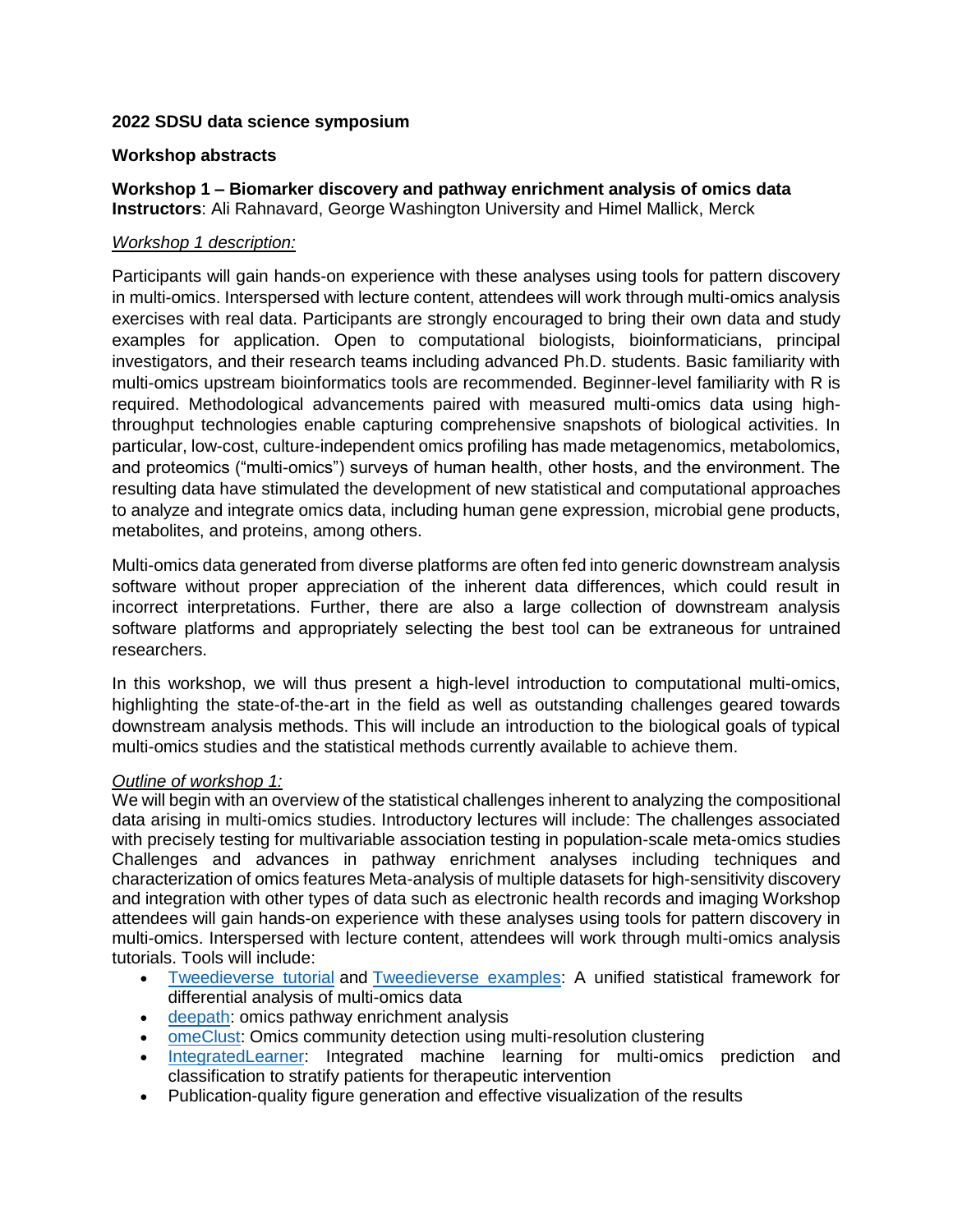**2022 SDSU data science symposium**

**Workshop abstracts**

**Workshop 1 – Biomarker discovery and pathway enrichment analysis of omics data**
**Instructors**: Ali Rahnavard, George Washington University and Himel Mallick, Merck

*Workshop 1 description:*

Participants will gain hands-on experience with these analyses using tools for pattern discovery in multi-omics. Interspersed with lecture content, attendees will work through multi-omics analysis exercises with real data. Participants are strongly encouraged to bring their own data and study examples for application. Open to computational biologists, bioinformaticians, principal investigators, and their research teams including advanced Ph.D. students. Basic familiarity with multi-omics upstream bioinformatics tools are recommended. Beginner-level familiarity with R is required. Methodological advancements paired with measured multi-omics data using high-throughput technologies enable capturing comprehensive snapshots of biological activities. In particular, low-cost, culture-independent omics profiling has made metagenomics, metabolomics, and proteomics ("multi-omics") surveys of human health, other hosts, and the environment. The resulting data have stimulated the development of new statistical and computational approaches to analyze and integrate omics data, including human gene expression, microbial gene products, metabolites, and proteins, among others.

Multi-omics data generated from diverse platforms are often fed into generic downstream analysis software without proper appreciation of the inherent data differences, which could result in incorrect interpretations. Further, there are also a large collection of downstream analysis software platforms and appropriately selecting the best tool can be extraneous for untrained researchers.

In this workshop, we will thus present a high-level introduction to computational multi-omics, highlighting the state-of-the-art in the field as well as outstanding challenges geared towards downstream analysis methods. This will include an introduction to the biological goals of typical multi-omics studies and the statistical methods currently available to achieve them.

*Outline of workshop 1:*
We will begin with an overview of the statistical challenges inherent to analyzing the compositional data arising in multi-omics studies. Introductory lectures will include: The challenges associated with precisely testing for multivariable association testing in population-scale meta-omics studies Challenges and advances in pathway enrichment analyses including techniques and characterization of omics features Meta-analysis of multiple datasets for high-sensitivity discovery and integration with other types of data such as electronic health records and imaging Workshop attendees will gain hands-on experience with these analyses using tools for pattern discovery in multi-omics. Interspersed with lecture content, attendees will work through multi-omics analysis tutorials. Tools will include:

- Tweedieverse tutorial and Tweedieverse examples: A unified statistical framework for differential analysis of multi-omics data
- deepath: omics pathway enrichment analysis
- omeClust: Omics community detection using multi-resolution clustering
- IntegratedLearner: Integrated machine learning for multi-omics prediction and classification to stratify patients for therapeutic intervention
- Publication-quality figure generation and effective visualization of the results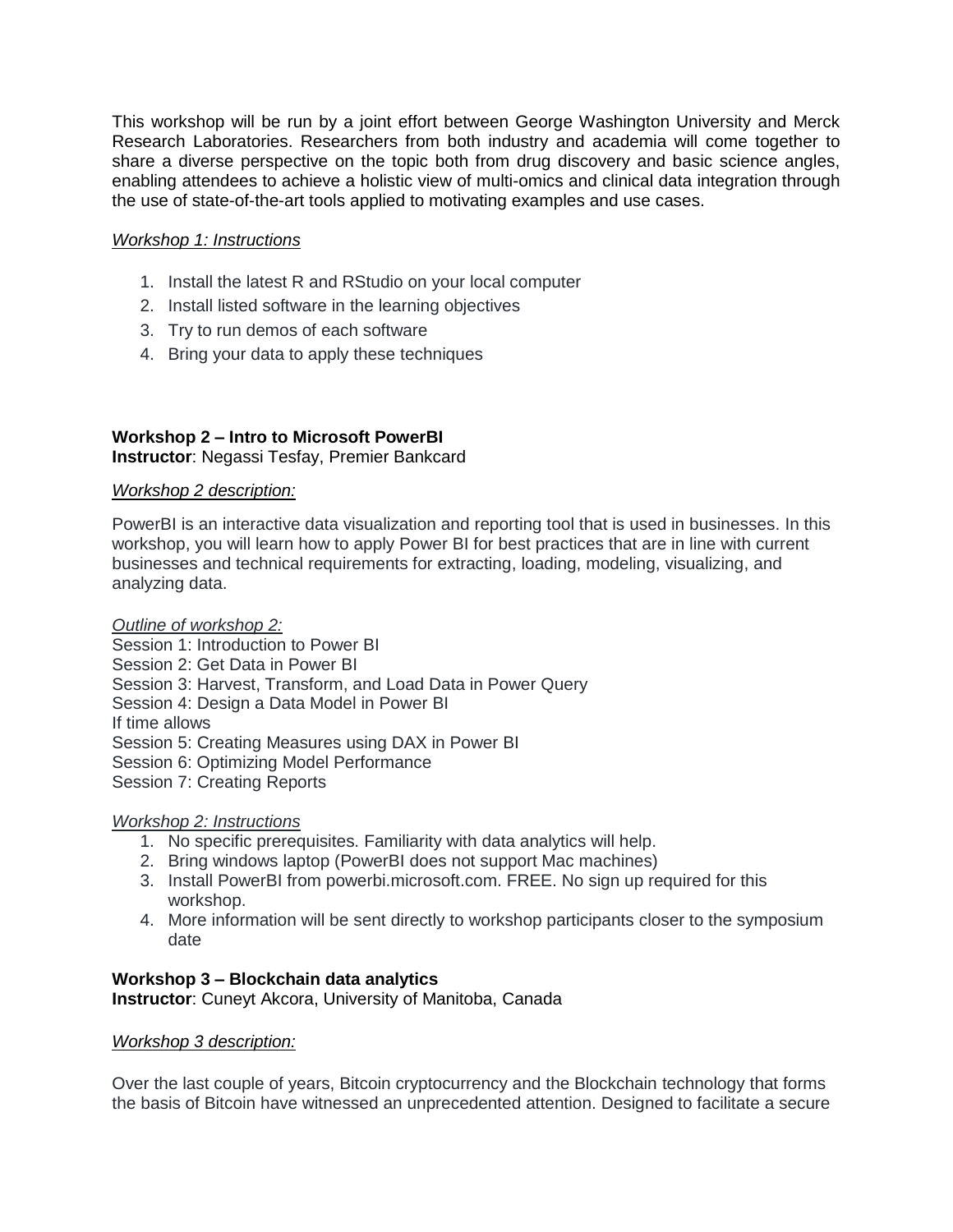This workshop will be run by a joint effort between George Washington University and Merck Research Laboratories. Researchers from both industry and academia will come together to share a diverse perspective on the topic both from drug discovery and basic science angles, enabling attendees to achieve a holistic view of multi-omics and clinical data integration through the use of state-of-the-art tools applied to motivating examples and use cases.

*Workshop 1: Instructions*

1. Install the latest R and RStudio on your local computer
2. Install listed software in the learning objectives
3. Try to run demos of each software
4. Bring your data to apply these techniques

**Workshop 2 – Intro to Microsoft PowerBI**
**Instructor**: Negassi Tesfay, Premier Bankcard

*Workshop 2 description:*

PowerBI is an interactive data visualization and reporting tool that is used in businesses. In this workshop, you will learn how to apply Power BI for best practices that are in line with current businesses and technical requirements for extracting, loading, modeling, visualizing, and analyzing data.

*Outline of workshop 2:*
Session 1: Introduction to Power BI
Session 2: Get Data in Power BI
Session 3: Harvest, Transform, and Load Data in Power Query
Session 4: Design a Data Model in Power BI
If time allows
Session 5: Creating Measures using DAX in Power BI
Session 6: Optimizing Model Performance
Session 7: Creating Reports

*Workshop 2: Instructions*

1. No specific prerequisites. Familiarity with data analytics will help.
2. Bring windows laptop (PowerBI does not support Mac machines)
3. Install PowerBI from powerbi.microsoft.com. FREE. No sign up required for this workshop.
4. More information will be sent directly to workshop participants closer to the symposium date

**Workshop 3 – Blockchain data analytics**
**Instructor**: Cuneyt Akcora, University of Manitoba, Canada

*Workshop 3 description:*

Over the last couple of years, Bitcoin cryptocurrency and the Blockchain technology that forms the basis of Bitcoin have witnessed an unprecedented attention. Designed to facilitate a secure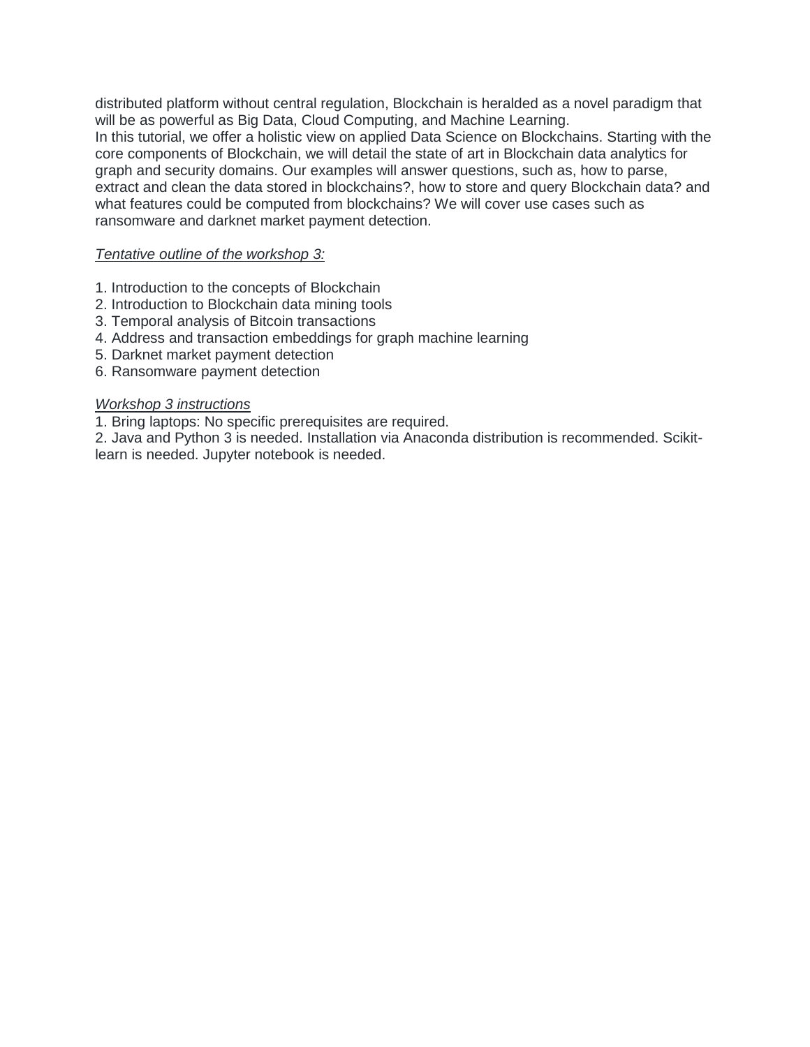distributed platform without central regulation, Blockchain is heralded as a novel paradigm that will be as powerful as Big Data, Cloud Computing, and Machine Learning.
In this tutorial, we offer a holistic view on applied Data Science on Blockchains. Starting with the core components of Blockchain, we will detail the state of art in Blockchain data analytics for graph and security domains. Our examples will answer questions, such as, how to parse, extract and clean the data stored in blockchains?, how to store and query Blockchain data? and what features could be computed from blockchains? We will cover use cases such as ransomware and darknet market payment detection.

*Tentative outline of the workshop 3:*

1. Introduction to the concepts of Blockchain
2. Introduction to Blockchain data mining tools
3. Temporal analysis of Bitcoin transactions
4. Address and transaction embeddings for graph machine learning
5. Darknet market payment detection
6. Ransomware payment detection

*Workshop 3 instructions*

1. Bring laptops: No specific prerequisites are required.
2. Java and Python 3 is needed. Installation via Anaconda distribution is recommended. Scikit-learn is needed. Jupyter notebook is needed.